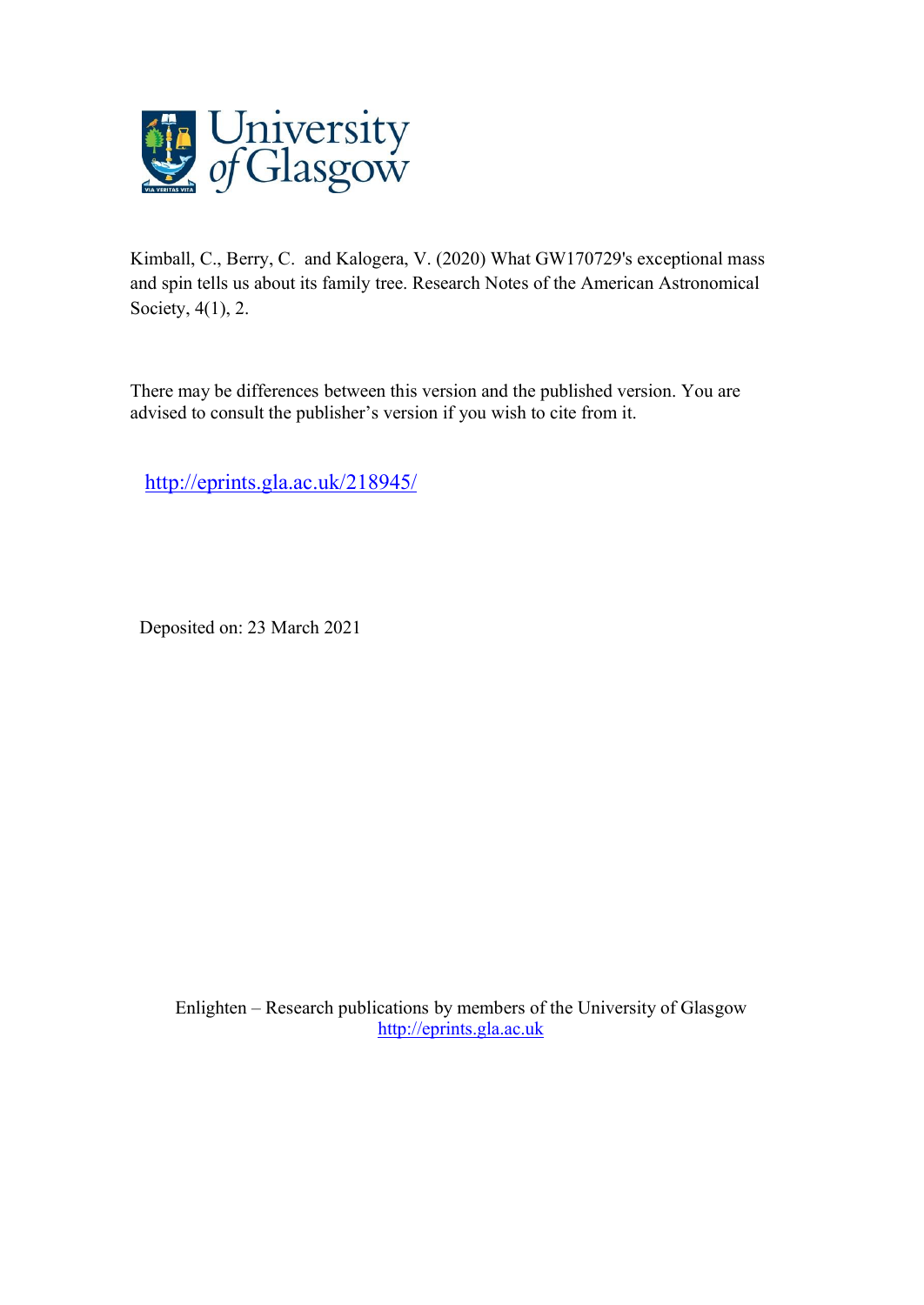Kimball, C., Berry, C. and Kalogera, V. (2020) What GW170729's exceptional mass and spin tells us about its family tree. Research Notes of the American Astronomical Society, 4(1), 2.

There may be differences between this version and the published version. You are advised to consult the publisher's version if you wish to cite from it.

http://eprints.gla.ac.uk/218945/

Deposited on: 23 March 2021

Enlighten – Research publications by members of the University of Glasgow
http://eprints.gla.ac.uk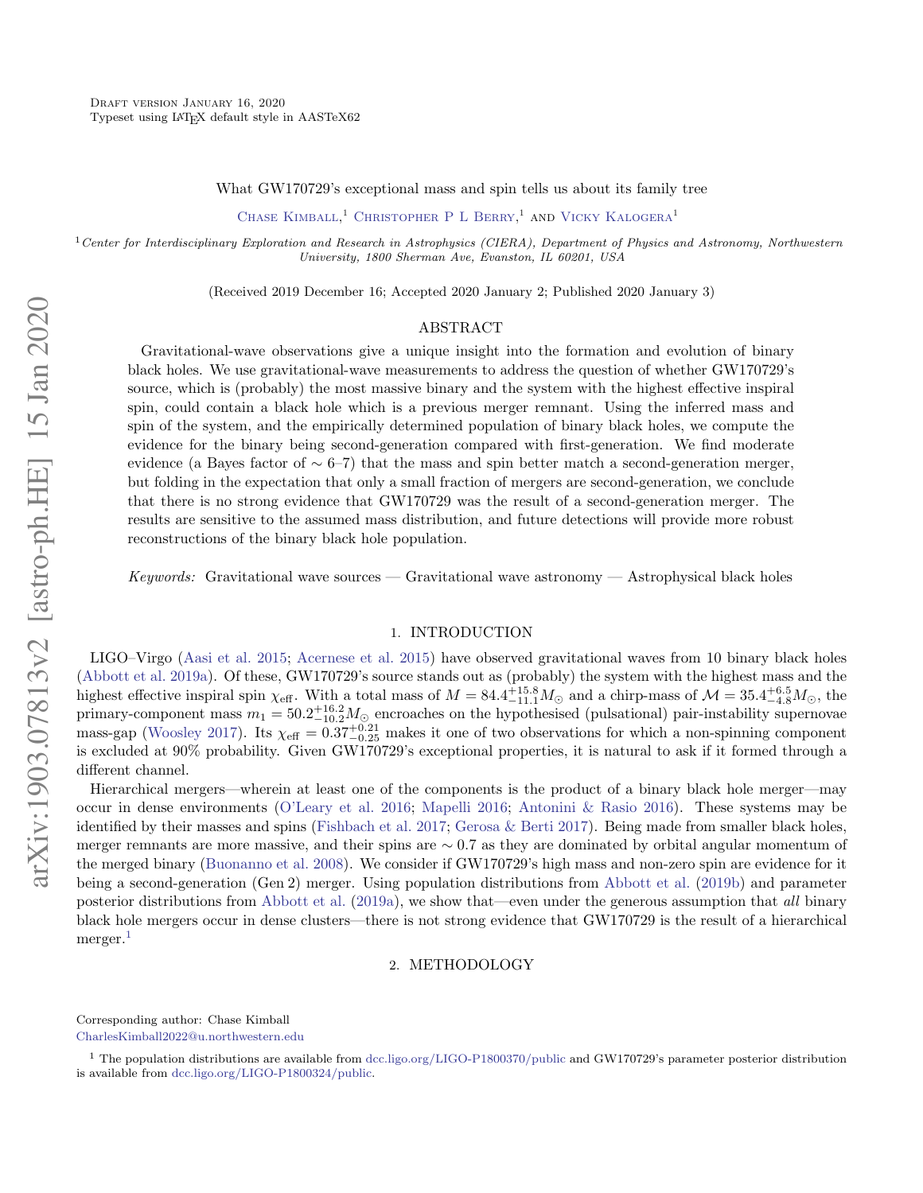Draft version January 16, 2020
Typeset using LaTeX default style in AASTeX62

# What GW170729's exceptional mass and spin tells us about its family tree

Chase Kimball,[1] Christopher P L Berry,[1] and Vicky Kalogera[1]

[1]*Center for Interdisciplinary Exploration and Research in Astrophysics (CIERA), Department of Physics and Astronomy, Northwestern University, 1800 Sherman Ave, Evanston, IL 60201, USA*

(Received 2019 December 16; Accepted 2020 January 2; Published 2020 January 3)

## ABSTRACT

Gravitational-wave observations give a unique insight into the formation and evolution of binary black holes. We use gravitational-wave measurements to address the question of whether GW170729's source, which is (probably) the most massive binary and the system with the highest effective inspiral spin, could contain a black hole which is a previous merger remnant. Using the inferred mass and spin of the system, and the empirically determined population of binary black holes, we compute the evidence for the binary being second-generation compared with first-generation. We find moderate evidence (a Bayes factor of $\sim 6$–$7$) that the mass and spin better match a second-generation merger, but folding in the expectation that only a small fraction of mergers are second-generation, we conclude that there is no strong evidence that GW170729 was the result of a second-generation merger. The results are sensitive to the assumed mass distribution, and future detections will provide more robust reconstructions of the binary black hole population.

*Keywords:* Gravitational wave sources — Gravitational wave astronomy — Astrophysical black holes

## 1. INTRODUCTION

LIGO–Virgo (Aasi et al. 2015; Acernese et al. 2015) have observed gravitational waves from 10 binary black holes (Abbott et al. 2019a). Of these, GW170729's source stands out as (probably) the system with the highest mass and the highest effective inspiral spin $\chi_{\mathrm{eff}}$. With a total mass of $M = 84.4^{+15.8}_{-11.1} M_{\odot}$ and a chirp-mass of $\mathcal{M} = 35.4^{+6.5}_{-4.8} M_{\odot}$, the primary-component mass $m_1 = 50.2^{+16.2}_{-10.2} M_{\odot}$ encroaches on the hypothesised (pulsational) pair-instability supernovae mass-gap (Woosley 2017). Its $\chi_{\mathrm{eff}} = 0.37^{+0.21}_{-0.25}$ makes it one of two observations for which a non-spinning component is excluded at 90% probability. Given GW170729's exceptional properties, it is natural to ask if it formed through a different channel.

Hierarchical mergers—wherein at least one of the components is the product of a binary black hole merger—may occur in dense environments (O'Leary et al. 2016; Mapelli 2016; Antonini & Rasio 2016). These systems may be identified by their masses and spins (Fishbach et al. 2017; Gerosa & Berti 2017). Being made from smaller black holes, merger remnants are more massive, and their spins are $\sim 0.7$ as they are dominated by orbital angular momentum of the merged binary (Buonanno et al. 2008). We consider if GW170729's high mass and non-zero spin are evidence for it being a second-generation (Gen 2) merger. Using population distributions from Abbott et al. (2019b) and parameter posterior distributions from Abbott et al. (2019a), we show that—even under the generous assumption that *all* binary black hole mergers occur in dense clusters—there is not strong evidence that GW170729 is the result of a hierarchical merger.[1]

## 2. METHODOLOGY

Corresponding author: Chase Kimball
CharlesKimball2022@u.northwestern.edu

[1] The population distributions are available from dcc.ligo.org/LIGO-P1800370/public and GW170729's parameter posterior distribution is available from dcc.ligo.org/LIGO-P1800324/public.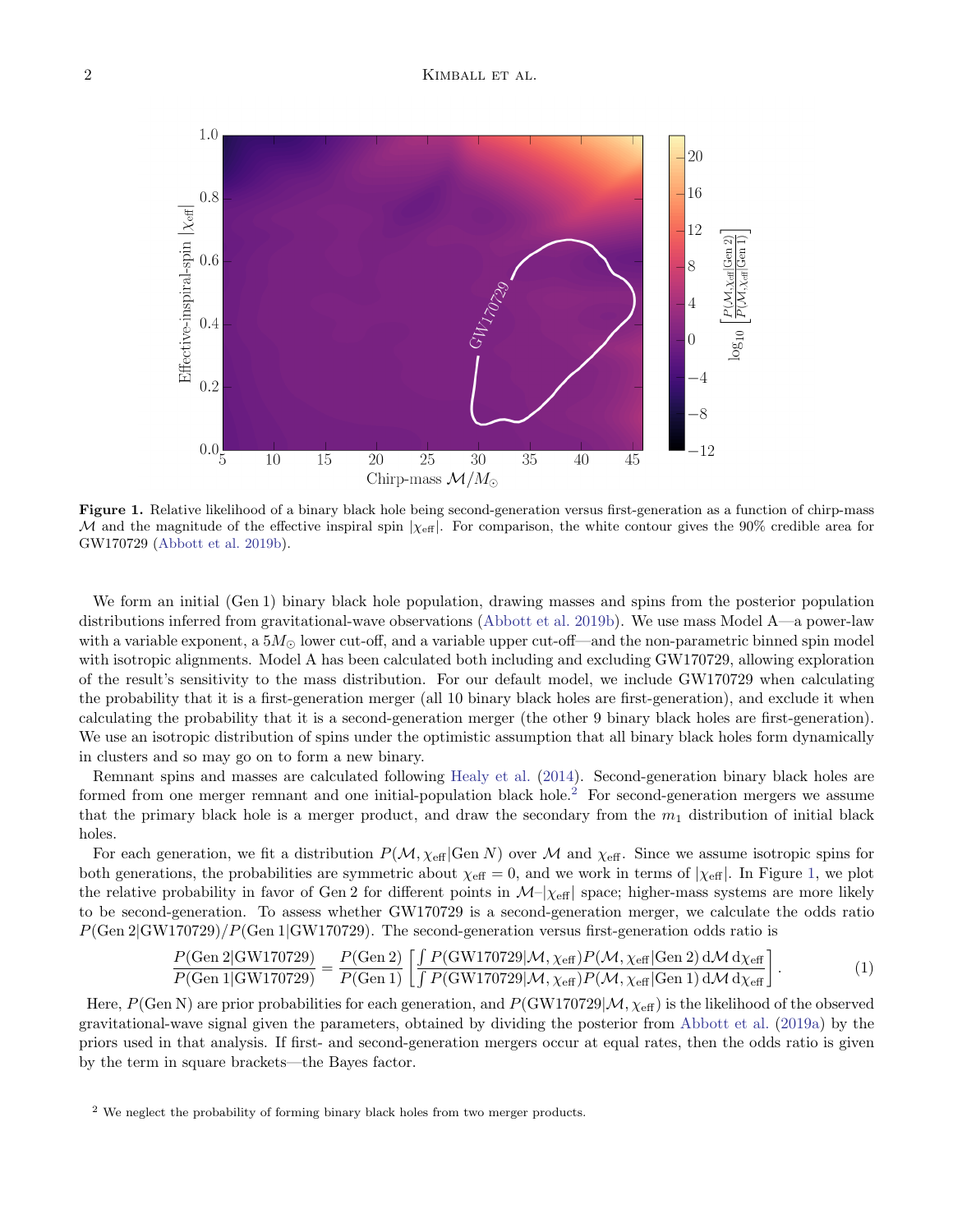**Figure 1.** Relative likelihood of a binary black hole being second-generation versus first-generation as a function of chirp-mass $\mathcal{M}$ and the magnitude of the effective inspiral spin $|\chi_{\mathrm{eff}}|$. For comparison, the white contour gives the 90% credible area for GW170729 (Abbott et al. 2019b).

We form an initial (Gen 1) binary black hole population, drawing masses and spins from the posterior population distributions inferred from gravitational-wave observations (Abbott et al. 2019b). We use mass Model A—a power-law with a variable exponent, a $5M_{\odot}$ lower cut-off, and a variable upper cut-off—and the non-parametric binned spin model with isotropic alignments. Model A has been calculated both including and excluding GW170729, allowing exploration of the result's sensitivity to the mass distribution. For our default model, we include GW170729 when calculating the probability that it is a first-generation merger (all 10 binary black holes are first-generation), and exclude it when calculating the probability that it is a second-generation merger (the other 9 binary black holes are first-generation). We use an isotropic distribution of spins under the optimistic assumption that all binary black holes form dynamically in clusters and so may go on to form a new binary.

Remnant spins and masses are calculated following Healy et al. (2014). Second-generation binary black holes are formed from one merger remnant and one initial-population black hole.[2] For second-generation mergers we assume that the primary black hole is a merger product, and draw the secondary from the $m_1$ distribution of initial black holes.

For each generation, we fit a distribution $P(\mathcal{M}, \chi_{\mathrm{eff}}|\mathrm{Gen}\, N)$ over $\mathcal{M}$ and $\chi_{\mathrm{eff}}$. Since we assume isotropic spins for both generations, the probabilities are symmetric about $\chi_{\mathrm{eff}} = 0$, and we work in terms of $|\chi_{\mathrm{eff}}|$. In Figure 1, we plot the relative probability in favor of Gen 2 for different points in $\mathcal{M}$–$|\chi_{\mathrm{eff}}|$ space; higher-mass systems are more likely to be second-generation. To assess whether GW170729 is a second-generation merger, we calculate the odds ratio $P(\mathrm{Gen}\,2|\mathrm{GW170729})/P(\mathrm{Gen}\,1|\mathrm{GW170729})$. The second-generation versus first-generation odds ratio is

$$\frac{P(\mathrm{Gen}\,2|\mathrm{GW170729})}{P(\mathrm{Gen}\,1|\mathrm{GW170729})} = \frac{P(\mathrm{Gen}\,2)}{P(\mathrm{Gen}\,1)} \left[ \frac{\int P(\mathrm{GW170729}|\mathcal{M}, \chi_{\mathrm{eff}}) P(\mathcal{M}, \chi_{\mathrm{eff}}|\mathrm{Gen}\,2)\, \mathrm{d}\mathcal{M}\, \mathrm{d}\chi_{\mathrm{eff}}}{\int P(\mathrm{GW170729}|\mathcal{M}, \chi_{\mathrm{eff}}) P(\mathcal{M}, \chi_{\mathrm{eff}}|\mathrm{Gen}\,1)\, \mathrm{d}\mathcal{M}\, \mathrm{d}\chi_{\mathrm{eff}}} \right]. \tag{1}$$

Here, $P(\mathrm{Gen\,N})$ are prior probabilities for each generation, and $P(\mathrm{GW170729}|\mathcal{M}, \chi_{\mathrm{eff}})$ is the likelihood of the observed gravitational-wave signal given the parameters, obtained by dividing the posterior from Abbott et al. (2019a) by the priors used in that analysis. If first- and second-generation mergers occur at equal rates, then the odds ratio is given by the term in square brackets—the Bayes factor.

[2] We neglect the probability of forming binary black holes from two merger products.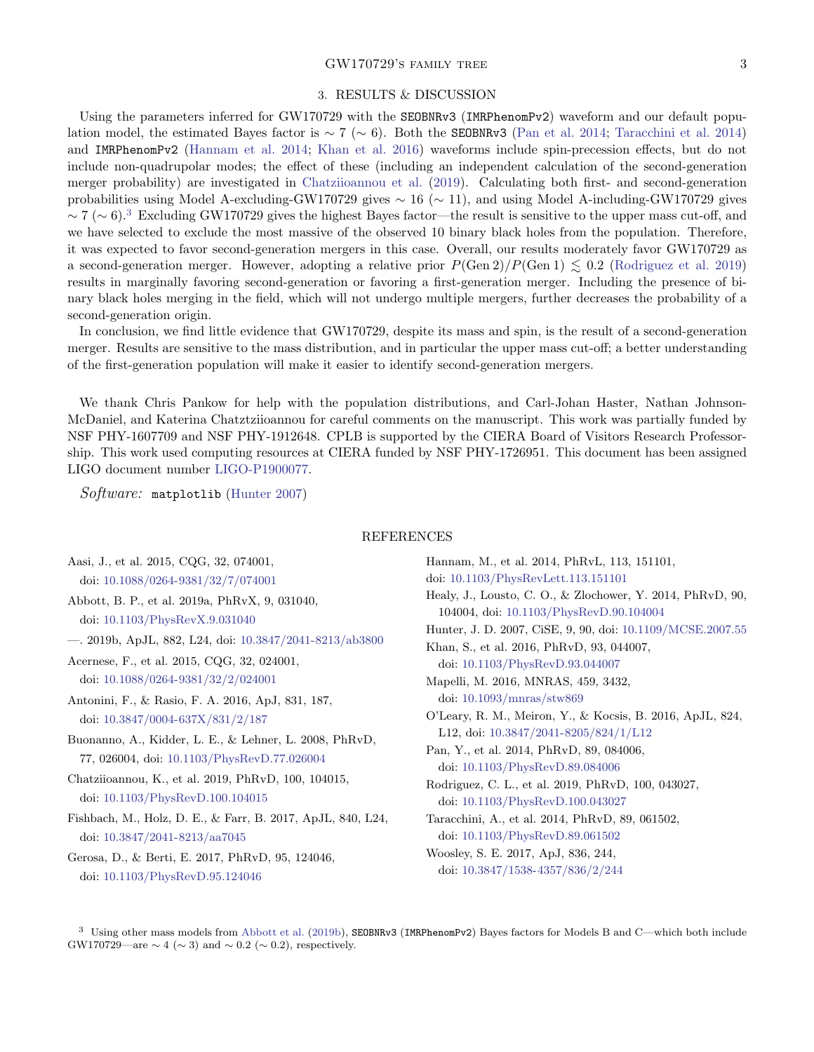## 3. RESULTS & DISCUSSION

Using the parameters inferred for GW170729 with the SEOBNRv3 (IMRPhenomPv2) waveform and our default population model, the estimated Bayes factor is $\sim 7$ ($\sim 6$). Both the SEOBNRv3 (Pan et al. 2014; Taracchini et al. 2014) and IMRPhenomPv2 (Hannam et al. 2014; Khan et al. 2016) waveforms include spin-precession effects, but do not include non-quadrupolar modes; the effect of these (including an independent calculation of the second-generation merger probability) are investigated in Chatziioannou et al. (2019). Calculating both first- and second-generation probabilities using Model A-excluding-GW170729 gives $\sim 16$ ($\sim 11$), and using Model A-including-GW170729 gives $\sim 7$ ($\sim 6$).[3] Excluding GW170729 gives the highest Bayes factor—the result is sensitive to the upper mass cut-off, and we have selected to exclude the most massive of the observed 10 binary black holes from the population. Therefore, it was expected to favor second-generation mergers in this case. Overall, our results moderately favor GW170729 as a second-generation merger. However, adopting a relative prior $P(\text{Gen 2})/P(\text{Gen 1}) \lesssim 0.2$ (Rodriguez et al. 2019) results in marginally favoring second-generation or favoring a first-generation merger. Including the presence of binary black holes merging in the field, which will not undergo multiple mergers, further decreases the probability of a second-generation origin.

In conclusion, we find little evidence that GW170729, despite its mass and spin, is the result of a second-generation merger. Results are sensitive to the mass distribution, and in particular the upper mass cut-off; a better understanding of the first-generation population will make it easier to identify second-generation mergers.

We thank Chris Pankow for help with the population distributions, and Carl-Johan Haster, Nathan Johnson-McDaniel, and Katerina Chatztziioannou for careful comments on the manuscript. This work was partially funded by NSF PHY-1607709 and NSF PHY-1912648. CPLB is supported by the CIERA Board of Visitors Research Professorship. This work used computing resources at CIERA funded by NSF PHY-1726951. This document has been assigned LIGO document number LIGO-P1900077.

*Software:* matplotlib (Hunter 2007)

## REFERENCES

Aasi, J., et al. 2015, CQG, 32, 074001, doi: 10.1088/0264-9381/32/7/074001

Abbott, B. P., et al. 2019a, PhRvX, 9, 031040, doi: 10.1103/PhysRevX.9.031040

—. 2019b, ApJL, 882, L24, doi: 10.3847/2041-8213/ab3800

Acernese, F., et al. 2015, CQG, 32, 024001, doi: 10.1088/0264-9381/32/2/024001

Antonini, F., & Rasio, F. A. 2016, ApJ, 831, 187, doi: 10.3847/0004-637X/831/2/187

Buonanno, A., Kidder, L. E., & Lehner, L. 2008, PhRvD, 77, 026004, doi: 10.1103/PhysRevD.77.026004

Chatziioannou, K., et al. 2019, PhRvD, 100, 104015, doi: 10.1103/PhysRevD.100.104015

Fishbach, M., Holz, D. E., & Farr, B. 2017, ApJL, 840, L24, doi: 10.3847/2041-8213/aa7045

Gerosa, D., & Berti, E. 2017, PhRvD, 95, 124046, doi: 10.1103/PhysRevD.95.124046

Hannam, M., et al. 2014, PhRvL, 113, 151101, doi: 10.1103/PhysRevLett.113.151101

Healy, J., Lousto, C. O., & Zlochower, Y. 2014, PhRvD, 90, 104004, doi: 10.1103/PhysRevD.90.104004

Hunter, J. D. 2007, CiSE, 9, 90, doi: 10.1109/MCSE.2007.55

Khan, S., et al. 2016, PhRvD, 93, 044007, doi: 10.1103/PhysRevD.93.044007

Mapelli, M. 2016, MNRAS, 459, 3432, doi: 10.1093/mnras/stw869

O'Leary, R. M., Meiron, Y., & Kocsis, B. 2016, ApJL, 824, L12, doi: 10.3847/2041-8205/824/1/L12

Pan, Y., et al. 2014, PhRvD, 89, 084006, doi: 10.1103/PhysRevD.89.084006

Rodriguez, C. L., et al. 2019, PhRvD, 100, 043027, doi: 10.1103/PhysRevD.100.043027

Taracchini, A., et al. 2014, PhRvD, 89, 061502, doi: 10.1103/PhysRevD.89.061502

Woosley, S. E. 2017, ApJ, 836, 244, doi: 10.3847/1538-4357/836/2/244

[3] Using other mass models from Abbott et al. (2019b), SEOBNRv3 (IMRPhenomPv2) Bayes factors for Models B and C—which both include GW170729—are $\sim 4$ ($\sim 3$) and $\sim 0.2$ ($\sim 0.2$), respectively.